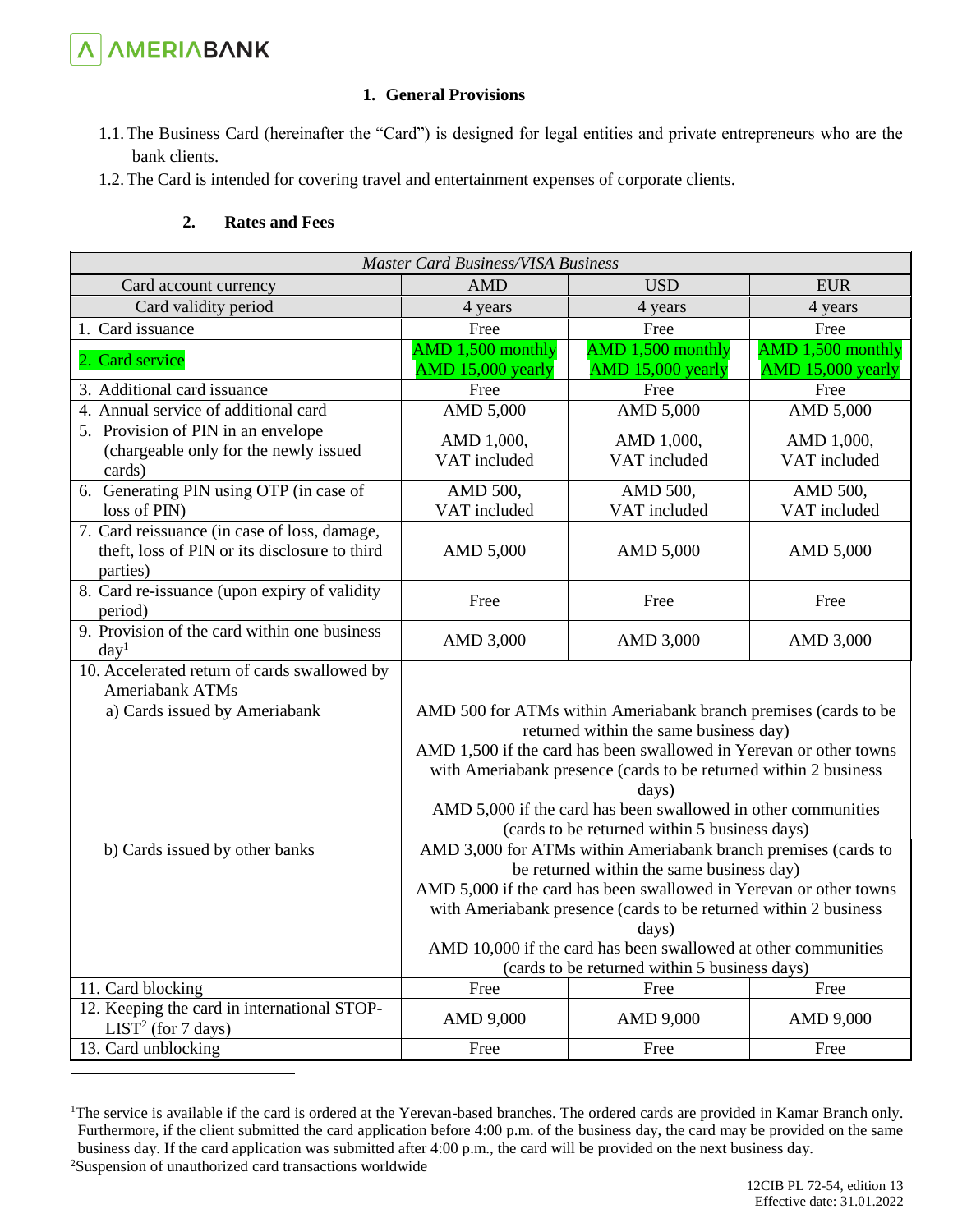## 1. General Provisions

1.1. The Business Card (hereinafter the "Card") is designed for legal entities and private entrepreneurs who are the bank clients.

1.2. The Card is intended for covering travel and entertainment expenses of corporate clients.

## 2. Rates and Fees

| *Master Card Business/VISA Business* | | | |
|---|---|---|---|
| Card account currency | AMD | USD | EUR |
| Card validity period | 4 years | 4 years | 4 years |
| 1. Card issuance | Free | Free | Free |
| 2. Card service | AMD 1,500 monthly<br>AMD 15,000 yearly | AMD 1,500 monthly<br>AMD 15,000 yearly | AMD 1,500 monthly<br>AMD 15,000 yearly |
| 3. Additional card issuance | Free | Free | Free |
| 4. Annual service of additional card | AMD 5,000 | AMD 5,000 | AMD 5,000 |
| 5. Provision of PIN in an envelope (chargeable only for the newly issued cards) | AMD 1,000, VAT included | AMD 1,000, VAT included | AMD 1,000, VAT included |
| 6. Generating PIN using OTP (in case of loss of PIN) | AMD 500, VAT included | AMD 500, VAT included | AMD 500, VAT included |
| 7. Card reissuance (in case of loss, damage, theft, loss of PIN or its disclosure to third parties) | AMD 5,000 | AMD 5,000 | AMD 5,000 |
| 8. Card re-issuance (upon expiry of validity period) | Free | Free | Free |
| 9. Provision of the card within one business day[1] | AMD 3,000 | AMD 3,000 | AMD 3,000 |
| 10. Accelerated return of cards swallowed by Ameriabank ATMs | | | |
| a) Cards issued by Ameriabank | AMD 500 for ATMs within Ameriabank branch premises (cards to be returned within the same business day)<br>AMD 1,500 if the card has been swallowed in Yerevan or other towns with Ameriabank presence (cards to be returned within 2 business days)<br>AMD 5,000 if the card has been swallowed in other communities (cards to be returned within 5 business days) | | |
| b) Cards issued by other banks | AMD 3,000 for ATMs within Ameriabank branch premises (cards to be returned within the same business day)<br>AMD 5,000 if the card has been swallowed in Yerevan or other towns with Ameriabank presence (cards to be returned within 2 business days)<br>AMD 10,000 if the card has been swallowed at other communities (cards to be returned within 5 business days) | | |
| 11. Card blocking | Free | Free | Free |
| 12. Keeping the card in international STOP-LIST[2] (for 7 days) | AMD 9,000 | AMD 9,000 | AMD 9,000 |
| 13. Card unblocking | Free | Free | Free |

[1] The service is available if the card is ordered at the Yerevan-based branches. The ordered cards are provided in Kamar Branch only. Furthermore, if the client submitted the card application before 4:00 p.m. of the business day, the card may be provided on the same business day. If the card application was submitted after 4:00 p.m., the card will be provided on the next business day.

[2] Suspension of unauthorized card transactions worldwide

12CIB PL 72-54, edition 13
Effective date: 31.01.2022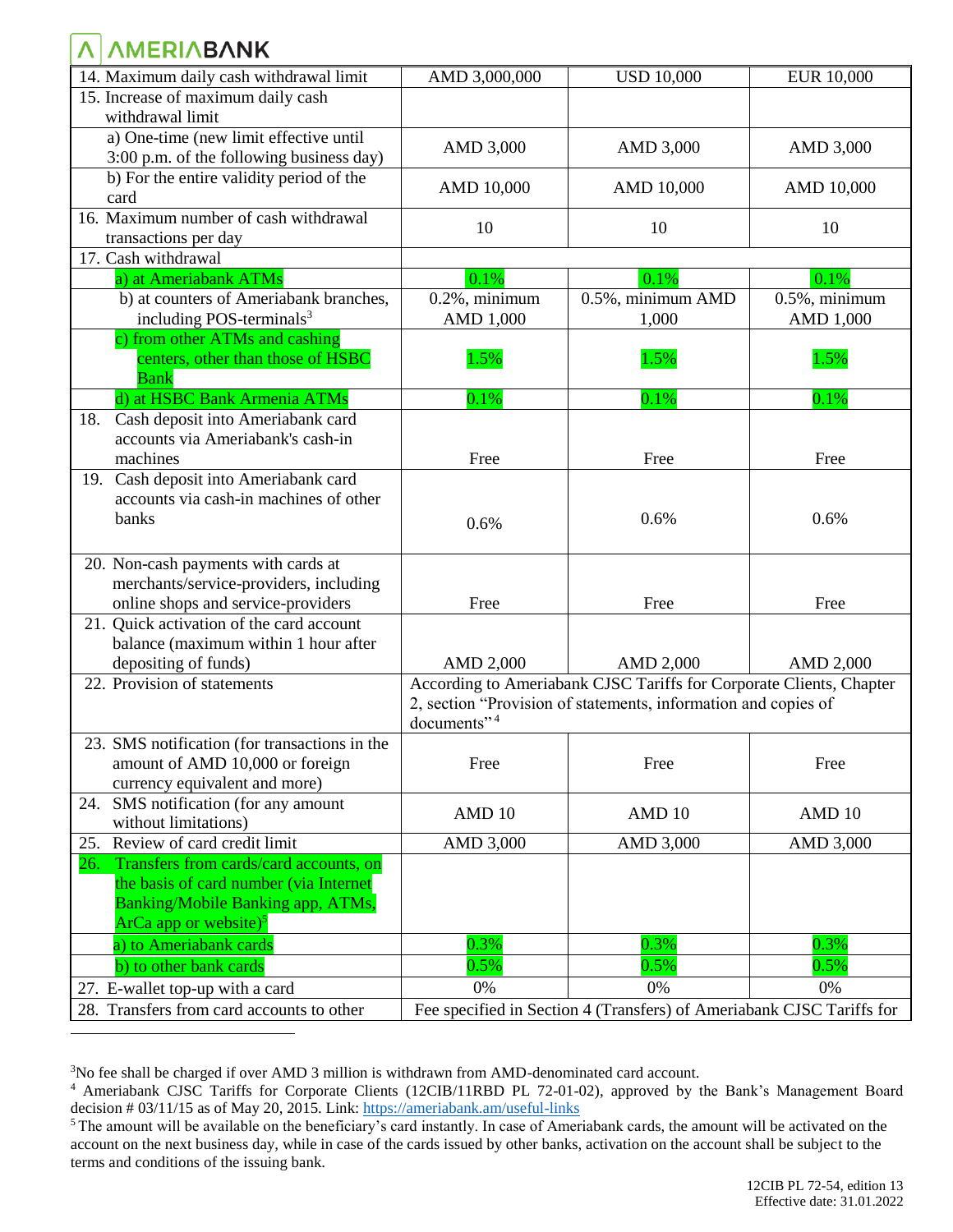| | | | |
|---|---|---|---|
| 14. Maximum daily cash withdrawal limit | AMD 3,000,000 | USD 10,000 | EUR 10,000 |
| 15. Increase of maximum daily cash withdrawal limit | | | |
| a) One-time (new limit effective until 3:00 p.m. of the following business day) | AMD 3,000 | AMD 3,000 | AMD 3,000 |
| b) For the entire validity period of the card | AMD 10,000 | AMD 10,000 | AMD 10,000 |
| 16. Maximum number of cash withdrawal transactions per day | 10 | 10 | 10 |
| 17. Cash withdrawal | | | |
| a) at Ameriabank ATMs | 0.1% | 0.1% | 0.1% |
| b) at counters of Ameriabank branches, including POS-terminals[3] | 0.2%, minimum AMD 1,000 | 0.5%, minimum AMD 1,000 | 0.5%, minimum AMD 1,000 |
| c) from other ATMs and cashing centers, other than those of HSBC Bank | 1.5% | 1.5% | 1.5% |
| d) at HSBC Bank Armenia ATMs | 0.1% | 0.1% | 0.1% |
| 18. Cash deposit into Ameriabank card accounts via Ameriabank's cash-in machines | Free | Free | Free |
| 19. Cash deposit into Ameriabank card accounts via cash-in machines of other banks | 0.6% | 0.6% | 0.6% |
| 20. Non-cash payments with cards at merchants/service-providers, including online shops and service-providers | Free | Free | Free |
| 21. Quick activation of the card account balance (maximum within 1 hour after depositing of funds) | AMD 2,000 | AMD 2,000 | AMD 2,000 |
| 22. Provision of statements | According to Ameriabank CJSC Tariffs for Corporate Clients, Chapter 2, section "Provision of statements, information and copies of documents"[4] | | |
| 23. SMS notification (for transactions in the amount of AMD 10,000 or foreign currency equivalent and more) | Free | Free | Free |
| 24. SMS notification (for any amount without limitations) | AMD 10 | AMD 10 | AMD 10 |
| 25. Review of card credit limit | AMD 3,000 | AMD 3,000 | AMD 3,000 |
| 26. Transfers from cards/card accounts, on the basis of card number (via Internet Banking/Mobile Banking app, ATMs, ArCa app or website)[5] | | | |
| a) to Ameriabank cards | 0.3% | 0.3% | 0.3% |
| b) to other bank cards | 0.5% | 0.5% | 0.5% |
| 27. E-wallet top-up with a card | 0% | 0% | 0% |
| 28. Transfers from card accounts to other | Fee specified in Section 4 (Transfers) of Ameriabank CJSC Tariffs for | | |

[3] No fee shall be charged if over AMD 3 million is withdrawn from AMD-denominated card account.

[4] Ameriabank CJSC Tariffs for Corporate Clients (12CIB/11RBD PL 72-01-02), approved by the Bank's Management Board decision # 03/11/15 as of May 20, 2015. Link: https://ameriabank.am/useful-links

[5] The amount will be available on the beneficiary's card instantly. In case of Ameriabank cards, the amount will be activated on the account on the next business day, while in case of the cards issued by other banks, activation on the account shall be subject to the terms and conditions of the issuing bank.

12CIB PL 72-54, edition 13
Effective date: 31.01.2022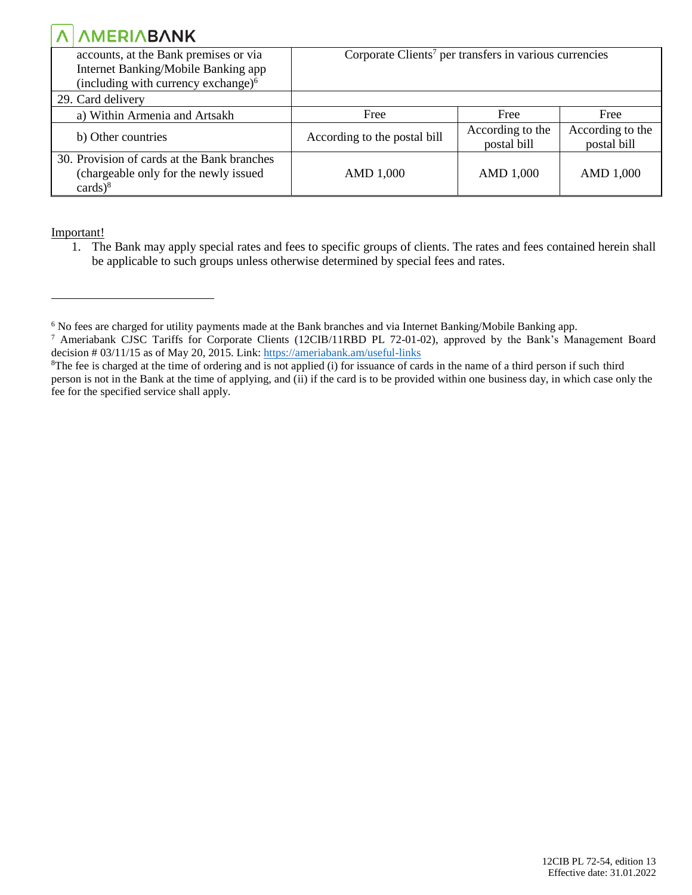| | | | |
|---|---|---|---|
| accounts, at the Bank premises or via Internet Banking/Mobile Banking app (including with currency exchange)[6] | Corporate Clients[7] per transfers in various currencies | | |
| 29. Card delivery | | | |
| a) Within Armenia and Artsakh | Free | Free | Free |
| b) Other countries | According to the postal bill | According to the postal bill | According to the postal bill |
| 30. Provision of cards at the Bank branches (chargeable only for the newly issued cards)[8] | AMD 1,000 | AMD 1,000 | AMD 1,000 |

Important!

1. The Bank may apply special rates and fees to specific groups of clients. The rates and fees contained herein shall be applicable to such groups unless otherwise determined by special fees and rates.

---

[6] No fees are charged for utility payments made at the Bank branches and via Internet Banking/Mobile Banking app.

[7] Ameriabank CJSC Tariffs for Corporate Clients (12CIB/11RBD PL 72-01-02), approved by the Bank's Management Board decision # 03/11/15 as of May 20, 2015. Link: https://ameriabank.am/useful-links

[8] The fee is charged at the time of ordering and is not applied (i) for issuance of cards in the name of a third person if such third person is not in the Bank at the time of applying, and (ii) if the card is to be provided within one business day, in which case only the fee for the specified service shall apply.

12CIB PL 72-54, edition 13
Effective date: 31.01.2022